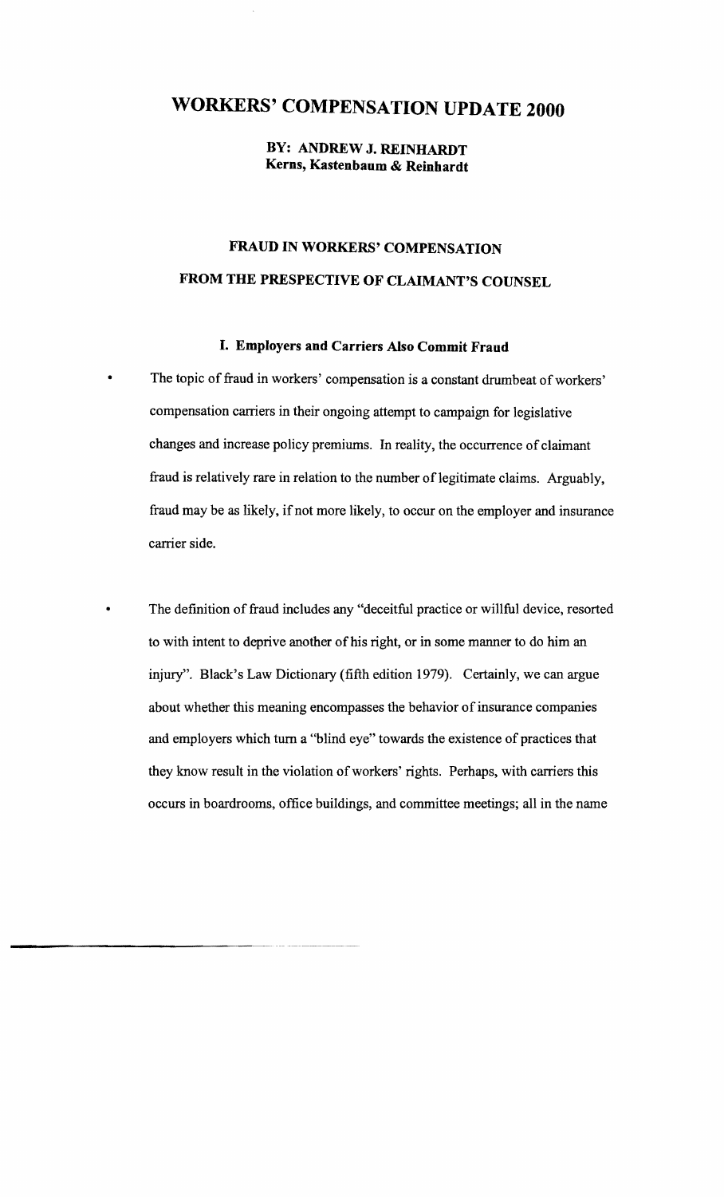# WORKERS' COMPENSATION UPDATE 2000

**BY: ANDREW J. REINHARDT**
**Kerns, Kastenbaum & Reinhardt**

## FRAUD IN WORKERS' COMPENSATION
## FROM THE PRESPECTIVE OF CLAIMANT'S COUNSEL

### I. Employers and Carriers Also Commit Fraud

- The topic of fraud in workers' compensation is a constant drumbeat of workers' compensation carriers in their ongoing attempt to campaign for legislative changes and increase policy premiums. In reality, the occurrence of claimant fraud is relatively rare in relation to the number of legitimate claims. Arguably, fraud may be as likely, if not more likely, to occur on the employer and insurance carrier side.

- The definition of fraud includes any "deceitful practice or willful device, resorted to with intent to deprive another of his right, or in some manner to do him an injury". Black's Law Dictionary (fifth edition 1979). Certainly, we can argue about whether this meaning encompasses the behavior of insurance companies and employers which turn a "blind eye" towards the existence of practices that they know result in the violation of workers' rights. Perhaps, with carriers this occurs in boardrooms, office buildings, and committee meetings; all in the name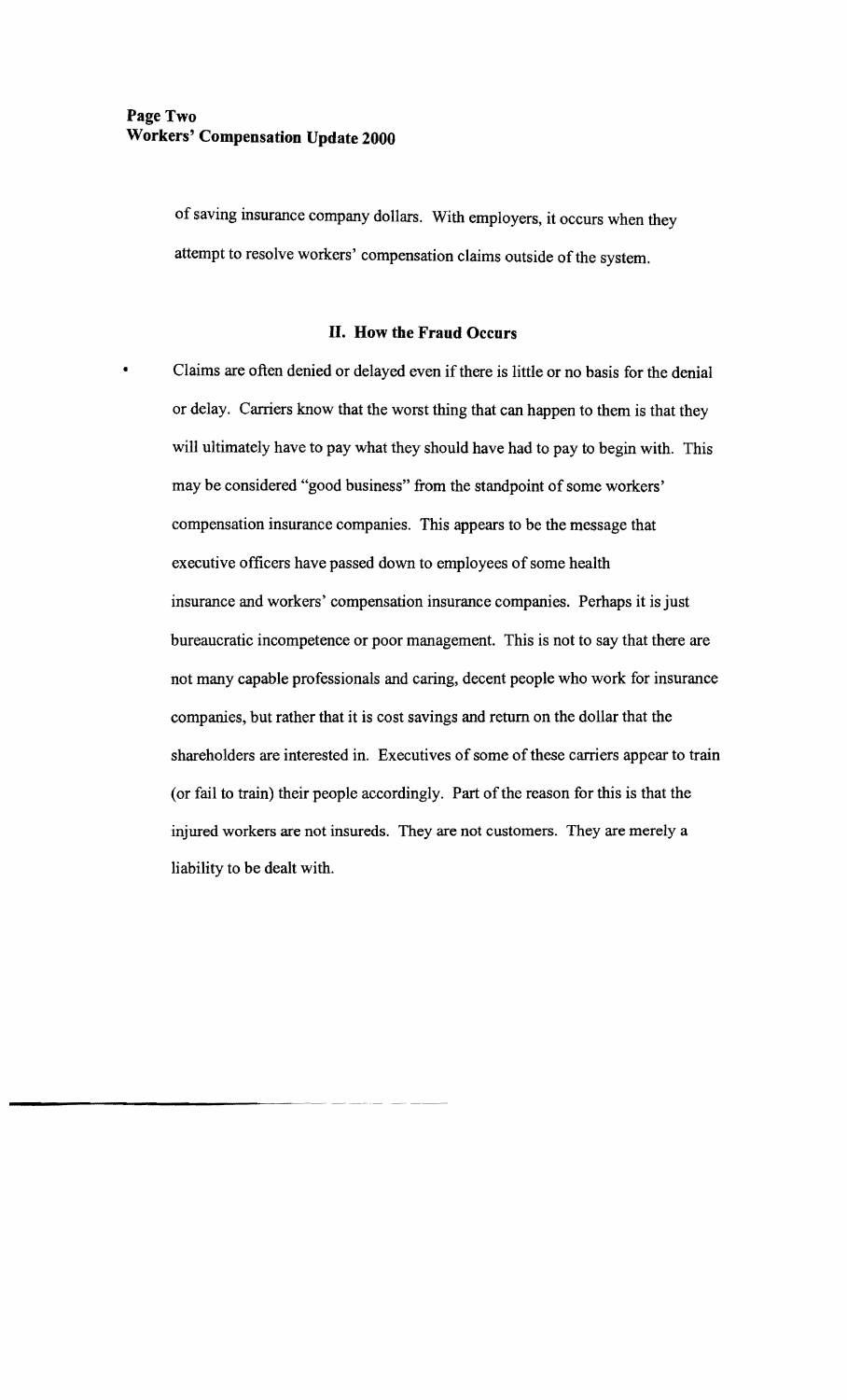of saving insurance company dollars. With employers, it occurs when they attempt to resolve workers' compensation claims outside of the system.

## II. How the Fraud Occurs

- Claims are often denied or delayed even if there is little or no basis for the denial or delay. Carriers know that the worst thing that can happen to them is that they will ultimately have to pay what they should have had to pay to begin with. This may be considered "good business" from the standpoint of some workers' compensation insurance companies. This appears to be the message that executive officers have passed down to employees of some health insurance and workers' compensation insurance companies. Perhaps it is just bureaucratic incompetence or poor management. This is not to say that there are not many capable professionals and caring, decent people who work for insurance companies, but rather that it is cost savings and return on the dollar that the shareholders are interested in. Executives of some of these carriers appear to train (or fail to train) their people accordingly. Part of the reason for this is that the injured workers are not insureds. They are not customers. They are merely a liability to be dealt with.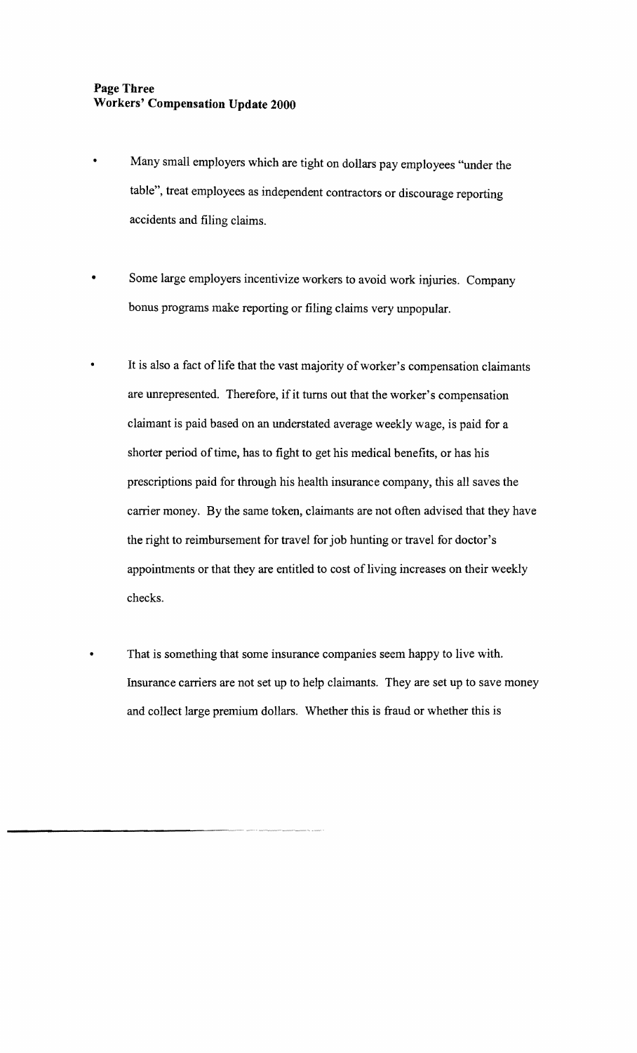- Many small employers which are tight on dollars pay employees "under the table", treat employees as independent contractors or discourage reporting accidents and filing claims.

- Some large employers incentivize workers to avoid work injuries. Company bonus programs make reporting or filing claims very unpopular.

- It is also a fact of life that the vast majority of worker's compensation claimants are unrepresented. Therefore, if it turns out that the worker's compensation claimant is paid based on an understated average weekly wage, is paid for a shorter period of time, has to fight to get his medical benefits, or has his prescriptions paid for through his health insurance company, this all saves the carrier money. By the same token, claimants are not often advised that they have the right to reimbursement for travel for job hunting or travel for doctor's appointments or that they are entitled to cost of living increases on their weekly checks.

- That is something that some insurance companies seem happy to live with. Insurance carriers are not set up to help claimants. They are set up to save money and collect large premium dollars. Whether this is fraud or whether this is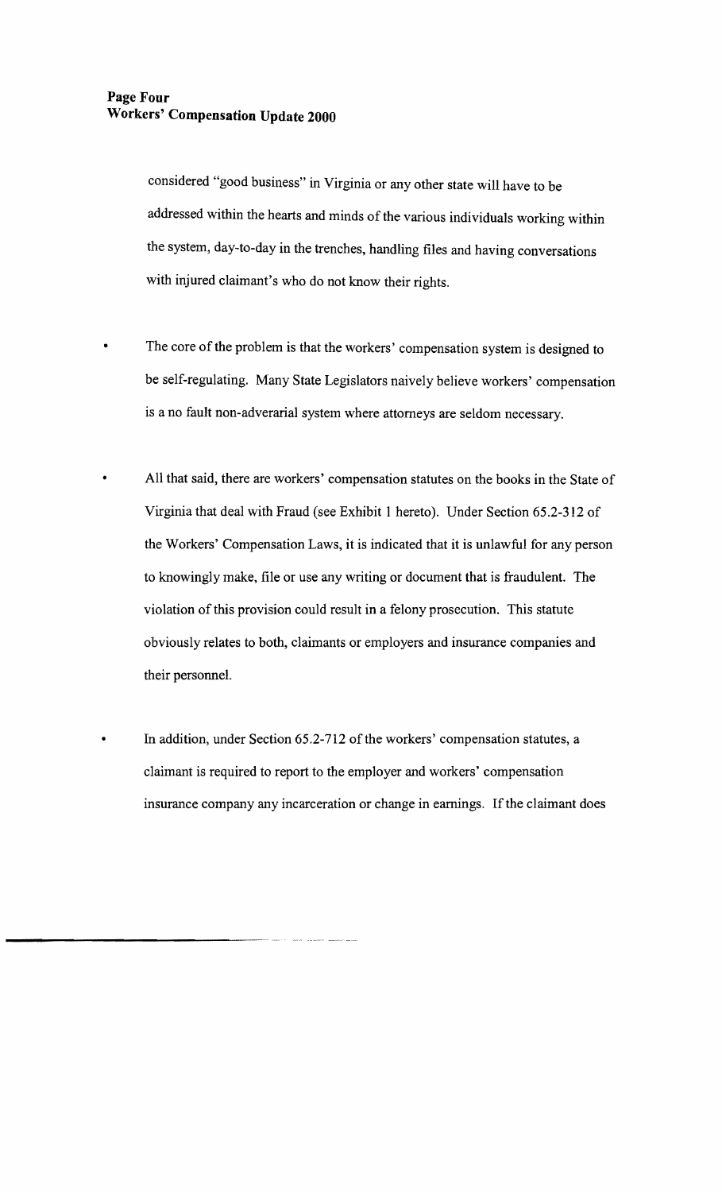considered "good business" in Virginia or any other state will have to be addressed within the hearts and minds of the various individuals working within the system, day-to-day in the trenches, handling files and having conversations with injured claimant's who do not know their rights.

- The core of the problem is that the workers' compensation system is designed to be self-regulating. Many State Legislators naively believe workers' compensation is a no fault non-adverarial system where attorneys are seldom necessary.

- All that said, there are workers' compensation statutes on the books in the State of Virginia that deal with Fraud (see Exhibit 1 hereto). Under Section 65.2-312 of the Workers' Compensation Laws, it is indicated that it is unlawful for any person to knowingly make, file or use any writing or document that is fraudulent. The violation of this provision could result in a felony prosecution. This statute obviously relates to both, claimants or employers and insurance companies and their personnel.

- In addition, under Section 65.2-712 of the workers' compensation statutes, a claimant is required to report to the employer and workers' compensation insurance company any incarceration or change in earnings. If the claimant does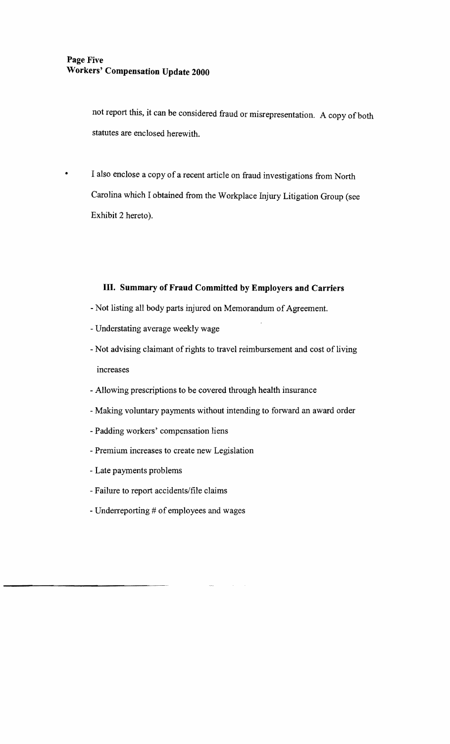not report this, it can be considered fraud or misrepresentation. A copy of both statutes are enclosed herewith.

- I also enclose a copy of a recent article on fraud investigations from North Carolina which I obtained from the Workplace Injury Litigation Group (see Exhibit 2 hereto).

### III. Summary of Fraud Committed by Employers and Carriers

- Not listing all body parts injured on Memorandum of Agreement.
- Understating average weekly wage
- Not advising claimant of rights to travel reimbursement and cost of living increases
- Allowing prescriptions to be covered through health insurance
- Making voluntary payments without intending to forward an award order
- Padding workers' compensation liens
- Premium increases to create new Legislation
- Late payments problems
- Failure to report accidents/file claims
- Underreporting # of employees and wages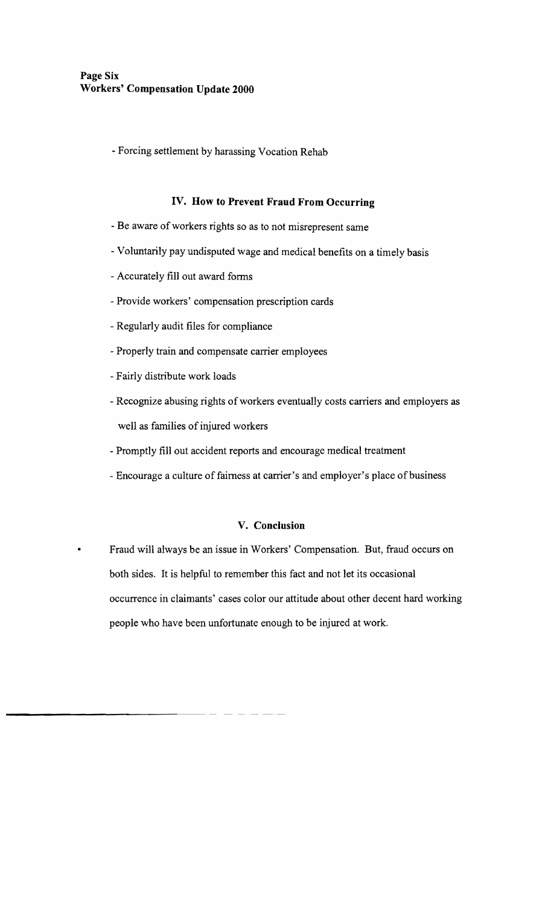- Forcing settlement by harassing Vocation Rehab

## IV. How to Prevent Fraud From Occurring

- Be aware of workers rights so as to not misrepresent same
- Voluntarily pay undisputed wage and medical benefits on a timely basis
- Accurately fill out award forms
- Provide workers' compensation prescription cards
- Regularly audit files for compliance
- Properly train and compensate carrier employees
- Fairly distribute work loads
- Recognize abusing rights of workers eventually costs carriers and employers as well as families of injured workers
- Promptly fill out accident reports and encourage medical treatment
- Encourage a culture of fairness at carrier's and employer's place of business

## V. Conclusion

- Fraud will always be an issue in Workers' Compensation. But, fraud occurs on both sides. It is helpful to remember this fact and not let its occasional occurrence in claimants' cases color our attitude about other decent hard working people who have been unfortunate enough to be injured at work.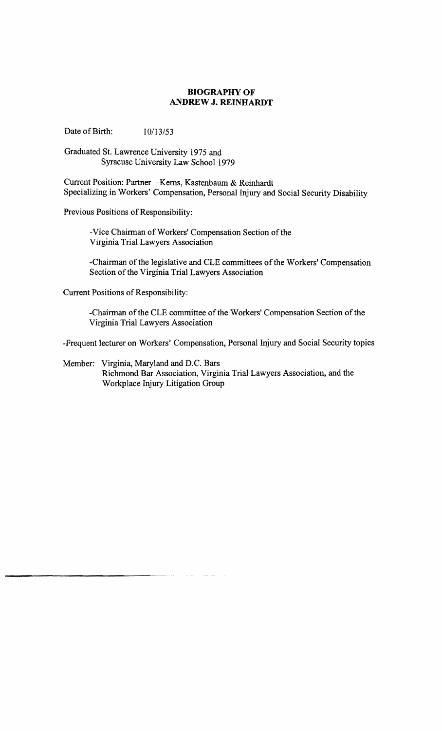# BIOGRAPHY OF
# ANDREW J. REINHARDT

Date of Birth: 10/13/53

Graduated St. Lawrence University 1975 and
Syracuse University Law School 1979

Current Position: Partner – Kerns, Kastenbaum & Reinhardt
Specializing in Workers' Compensation, Personal Injury and Social Security Disability

Previous Positions of Responsibility:

- Vice Chairman of Workers' Compensation Section of the Virginia Trial Lawyers Association

- Chairman of the legislative and CLE committees of the Workers' Compensation Section of the Virginia Trial Lawyers Association

Current Positions of Responsibility:

- Chairman of the CLE committee of the Workers' Compensation Section of the Virginia Trial Lawyers Association

- Frequent lecturer on Workers' Compensation, Personal Injury and Social Security topics

Member: Virginia, Maryland and D.C. Bars
Richmond Bar Association, Virginia Trial Lawyers Association, and the Workplace Injury Litigation Group